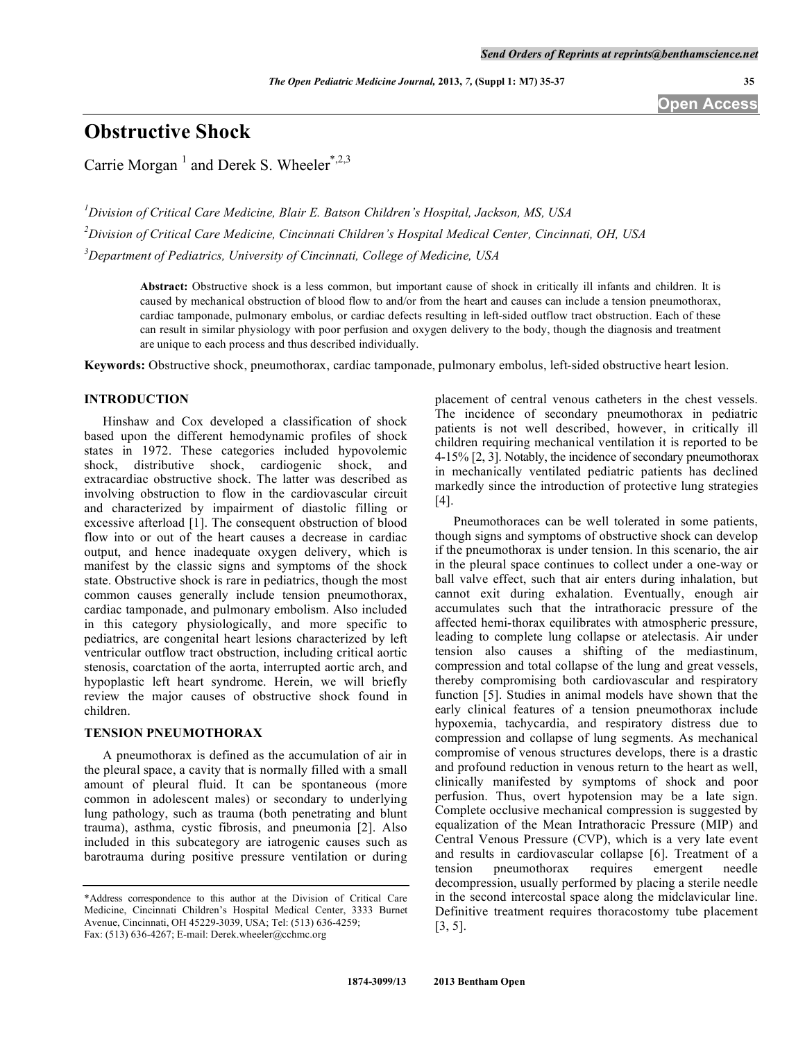# Obstructive Shock

Carrie Morgan [1] and Derek S. Wheeler [*,2,3]

[1] Division of Critical Care Medicine, Blair E. Batson Children's Hospital, Jackson, MS, USA

[2] Division of Critical Care Medicine, Cincinnati Children's Hospital Medical Center, Cincinnati, OH, USA

[3] Department of Pediatrics, University of Cincinnati, College of Medicine, USA

**Abstract:** Obstructive shock is a less common, but important cause of shock in critically ill infants and children. It is caused by mechanical obstruction of blood flow to and/or from the heart and causes can include a tension pneumothorax, cardiac tamponade, pulmonary embolus, or cardiac defects resulting in left-sided outflow tract obstruction. Each of these can result in similar physiology with poor perfusion and oxygen delivery to the body, though the diagnosis and treatment are unique to each process and thus described individually.

**Keywords:** Obstructive shock, pneumothorax, cardiac tamponade, pulmonary embolus, left-sided obstructive heart lesion.

## INTRODUCTION

Hinshaw and Cox developed a classification of shock based upon the different hemodynamic profiles of shock states in 1972. These categories included hypovolemic shock, distributive shock, cardiogenic shock, and extracardiac obstructive shock. The latter was described as involving obstruction to flow in the cardiovascular circuit and characterized by impairment of diastolic filling or excessive afterload [1]. The consequent obstruction of blood flow into or out of the heart causes a decrease in cardiac output, and hence inadequate oxygen delivery, which is manifest by the classic signs and symptoms of the shock state. Obstructive shock is rare in pediatrics, though the most common causes generally include tension pneumothorax, cardiac tamponade, and pulmonary embolism. Also included in this category physiologically, and more specific to pediatrics, are congenital heart lesions characterized by left ventricular outflow tract obstruction, including critical aortic stenosis, coarctation of the aorta, interrupted aortic arch, and hypoplastic left heart syndrome. Herein, we will briefly review the major causes of obstructive shock found in children.

## TENSION PNEUMOTHORAX

A pneumothorax is defined as the accumulation of air in the pleural space, a cavity that is normally filled with a small amount of pleural fluid. It can be spontaneous (more common in adolescent males) or secondary to underlying lung pathology, such as trauma (both penetrating and blunt trauma), asthma, cystic fibrosis, and pneumonia [2]. Also included in this subcategory are iatrogenic causes such as barotrauma during positive pressure ventilation or during placement of central venous catheters in the chest vessels. The incidence of secondary pneumothorax in pediatric patients is not well described, however, in critically ill children requiring mechanical ventilation it is reported to be 4-15% [2, 3]. Notably, the incidence of secondary pneumothorax in mechanically ventilated pediatric patients has declined markedly since the introduction of protective lung strategies [4].

Pneumothoraces can be well tolerated in some patients, though signs and symptoms of obstructive shock can develop if the pneumothorax is under tension. In this scenario, the air in the pleural space continues to collect under a one-way or ball valve effect, such that air enters during inhalation, but cannot exit during exhalation. Eventually, enough air accumulates such that the intrathoracic pressure of the affected hemi-thorax equilibrates with atmospheric pressure, leading to complete lung collapse or atelectasis. Air under tension also causes a shifting of the mediastinum, compression and total collapse of the lung and great vessels, thereby compromising both cardiovascular and respiratory function [5]. Studies in animal models have shown that the early clinical features of a tension pneumothorax include hypoxemia, tachycardia, and respiratory distress due to compression and collapse of lung segments. As mechanical compromise of venous structures develops, there is a drastic and profound reduction in venous return to the heart as well, clinically manifested by symptoms of shock and poor perfusion. Thus, overt hypotension may be a late sign. Complete occlusive mechanical compression is suggested by equalization of the Mean Intrathoracic Pressure (MIP) and Central Venous Pressure (CVP), which is a very late event and results in cardiovascular collapse [6]. Treatment of a tension pneumothorax requires emergent needle decompression, usually performed by placing a sterile needle in the second intercostal space along the midclavicular line. Definitive treatment requires thoracostomy tube placement [3, 5].

*Address correspondence to this author at the Division of Critical Care Medicine, Cincinnati Children's Hospital Medical Center, 3333 Burnet Avenue, Cincinnati, OH 45229-3039, USA; Tel: (513) 636-4259; Fax: (513) 636-4267; E-mail: Derek.wheeler@cchmc.org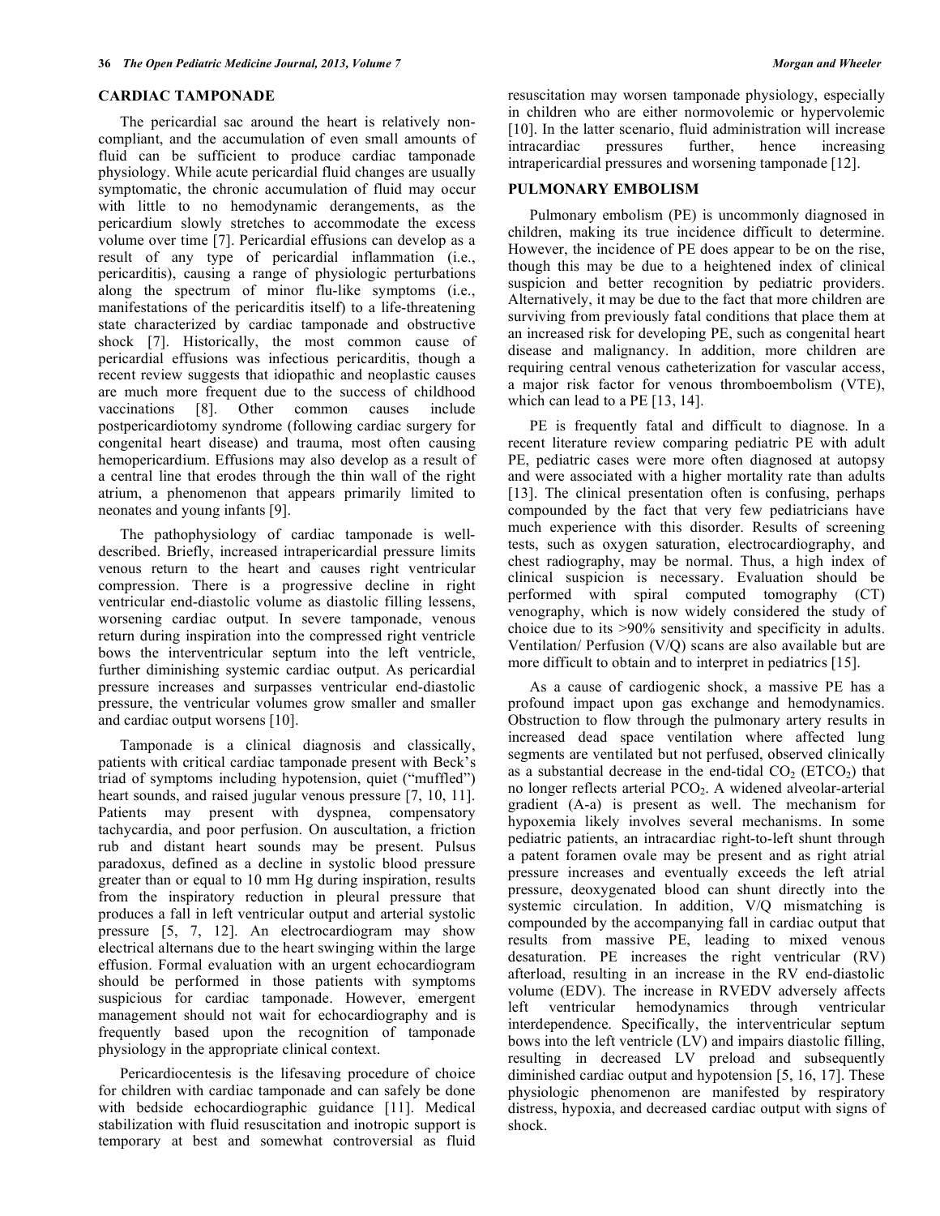## CARDIAC TAMPONADE

The pericardial sac around the heart is relatively non-compliant, and the accumulation of even small amounts of fluid can be sufficient to produce cardiac tamponade physiology. While acute pericardial fluid changes are usually symptomatic, the chronic accumulation of fluid may occur with little to no hemodynamic derangements, as the pericardium slowly stretches to accommodate the excess volume over time [7]. Pericardial effusions can develop as a result of any type of pericardial inflammation (i.e., pericarditis), causing a range of physiologic perturbations along the spectrum of minor flu-like symptoms (i.e., manifestations of the pericarditis itself) to a life-threatening state characterized by cardiac tamponade and obstructive shock [7]. Historically, the most common cause of pericardial effusions was infectious pericarditis, though a recent review suggests that idiopathic and neoplastic causes are much more frequent due to the success of childhood vaccinations [8]. Other common causes include postpericardiotomy syndrome (following cardiac surgery for congenital heart disease) and trauma, most often causing hemopericardium. Effusions may also develop as a result of a central line that erodes through the thin wall of the right atrium, a phenomenon that appears primarily limited to neonates and young infants [9].

The pathophysiology of cardiac tamponade is well-described. Briefly, increased intrapericardial pressure limits venous return to the heart and causes right ventricular compression. There is a progressive decline in right ventricular end-diastolic volume as diastolic filling lessens, worsening cardiac output. In severe tamponade, venous return during inspiration into the compressed right ventricle bows the interventricular septum into the left ventricle, further diminishing systemic cardiac output. As pericardial pressure increases and surpasses ventricular end-diastolic pressure, the ventricular volumes grow smaller and smaller and cardiac output worsens [10].

Tamponade is a clinical diagnosis and classically, patients with critical cardiac tamponade present with Beck's triad of symptoms including hypotension, quiet ("muffled") heart sounds, and raised jugular venous pressure [7, 10, 11]. Patients may present with dyspnea, compensatory tachycardia, and poor perfusion. On auscultation, a friction rub and distant heart sounds may be present. Pulsus paradoxus, defined as a decline in systolic blood pressure greater than or equal to 10 mm Hg during inspiration, results from the inspiratory reduction in pleural pressure that produces a fall in left ventricular output and arterial systolic pressure [5, 7, 12]. An electrocardiogram may show electrical alternans due to the heart swinging within the large effusion. Formal evaluation with an urgent echocardiogram should be performed in those patients with symptoms suspicious for cardiac tamponade. However, emergent management should not wait for echocardiography and is frequently based upon the recognition of tamponade physiology in the appropriate clinical context.

Pericardiocentesis is the lifesaving procedure of choice for children with cardiac tamponade and can safely be done with bedside echocardiographic guidance [11]. Medical stabilization with fluid resuscitation and inotropic support is temporary at best and somewhat controversial as fluid resuscitation may worsen tamponade physiology, especially in children who are either normovolemic or hypervolemic [10]. In the latter scenario, fluid administration will increase intracardiac pressures further, hence increasing intrapericardial pressures and worsening tamponade [12].

## PULMONARY EMBOLISM

Pulmonary embolism (PE) is uncommonly diagnosed in children, making its true incidence difficult to determine. However, the incidence of PE does appear to be on the rise, though this may be due to a heightened index of clinical suspicion and better recognition by pediatric providers. Alternatively, it may be due to the fact that more children are surviving from previously fatal conditions that place them at an increased risk for developing PE, such as congenital heart disease and malignancy. In addition, more children are requiring central venous catheterization for vascular access, a major risk factor for venous thromboembolism (VTE), which can lead to a PE [13, 14].

PE is frequently fatal and difficult to diagnose. In a recent literature review comparing pediatric PE with adult PE, pediatric cases were more often diagnosed at autopsy and were associated with a higher mortality rate than adults [13]. The clinical presentation often is confusing, perhaps compounded by the fact that very few pediatricians have much experience with this disorder. Results of screening tests, such as oxygen saturation, electrocardiography, and chest radiography, may be normal. Thus, a high index of clinical suspicion is necessary. Evaluation should be performed with spiral computed tomography (CT) venography, which is now widely considered the study of choice due to its >90% sensitivity and specificity in adults. Ventilation/ Perfusion (V/Q) scans are also available but are more difficult to obtain and to interpret in pediatrics [15].

As a cause of cardiogenic shock, a massive PE has a profound impact upon gas exchange and hemodynamics. Obstruction to flow through the pulmonary artery results in increased dead space ventilation where affected lung segments are ventilated but not perfused, observed clinically as a substantial decrease in the end-tidal $CO_2$ ($ETCO_2$) that no longer reflects arterial $PCO_2$. A widened alveolar-arterial gradient (A-a) is present as well. The mechanism for hypoxemia likely involves several mechanisms. In some pediatric patients, an intracardiac right-to-left shunt through a patent foramen ovale may be present and as right atrial pressure increases and eventually exceeds the left atrial pressure, deoxygenated blood can shunt directly into the systemic circulation. In addition, V/Q mismatching is compounded by the accompanying fall in cardiac output that results from massive PE, leading to mixed venous desaturation. PE increases the right ventricular (RV) afterload, resulting in an increase in the RV end-diastolic volume (EDV). The increase in RVEDV adversely affects left ventricular hemodynamics through ventricular interdependence. Specifically, the interventricular septum bows into the left ventricle (LV) and impairs diastolic filling, resulting in decreased LV preload and subsequently diminished cardiac output and hypotension [5, 16, 17]. These physiologic phenomenon are manifested by respiratory distress, hypoxia, and decreased cardiac output with signs of shock.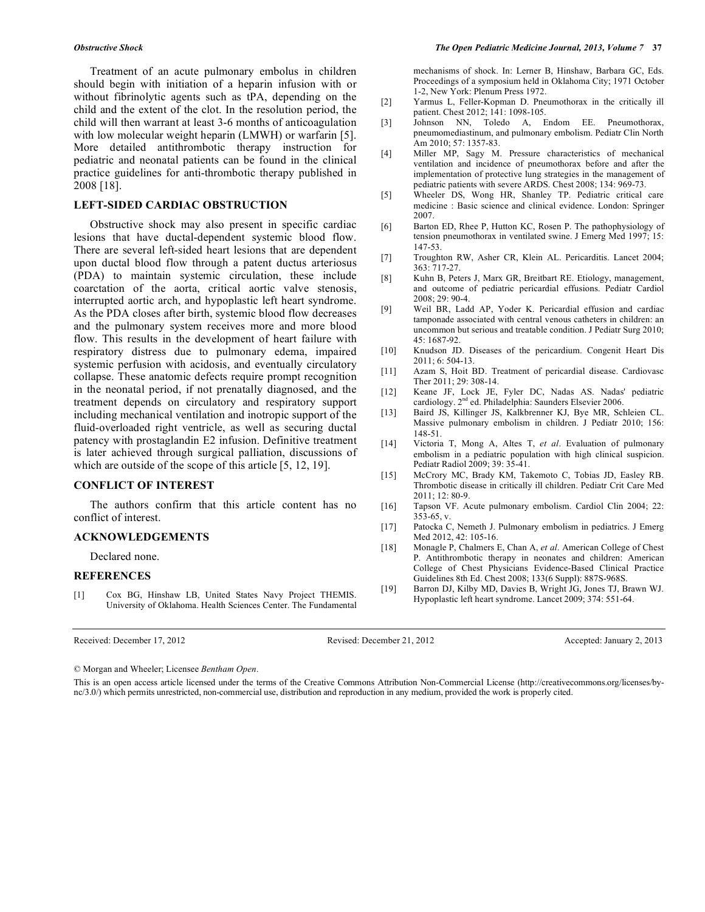Treatment of an acute pulmonary embolus in children should begin with initiation of a heparin infusion with or without fibrinolytic agents such as tPA, depending on the child and the extent of the clot. In the resolution period, the child will then warrant at least 3-6 months of anticoagulation with low molecular weight heparin (LMWH) or warfarin [5]. More detailed antithrombotic therapy instruction for pediatric and neonatal patients can be found in the clinical practice guidelines for anti-thrombotic therapy published in 2008 [18].

## LEFT-SIDED CARDIAC OBSTRUCTION

Obstructive shock may also present in specific cardiac lesions that have ductal-dependent systemic blood flow. There are several left-sided heart lesions that are dependent upon ductal blood flow through a patent ductus arteriosus (PDA) to maintain systemic circulation, these include coarctation of the aorta, critical aortic valve stenosis, interrupted aortic arch, and hypoplastic left heart syndrome. As the PDA closes after birth, systemic blood flow decreases and the pulmonary system receives more and more blood flow. This results in the development of heart failure with respiratory distress due to pulmonary edema, impaired systemic perfusion with acidosis, and eventually circulatory collapse. These anatomic defects require prompt recognition in the neonatal period, if not prenatally diagnosed, and the treatment depends on circulatory and respiratory support including mechanical ventilation and inotropic support of the fluid-overloaded right ventricle, as well as securing ductal patency with prostaglandin E2 infusion. Definitive treatment is later achieved through surgical palliation, discussions of which are outside of the scope of this article [5, 12, 19].

## CONFLICT OF INTEREST

The authors confirm that this article content has no conflict of interest.

## ACKNOWLEDGEMENTS

Declared none.

## REFERENCES

[1] Cox BG, Hinshaw LB, United States Navy Project THEMIS. University of Oklahoma. Health Sciences Center. The Fundamental mechanisms of shock. In: Lerner B, Hinshaw, Barbara GC, Eds. Proceedings of a symposium held in Oklahoma City; 1971 October 1-2, New York: Plenum Press 1972.

[2] Yarmus L, Feller-Kopman D. Pneumothorax in the critically ill patient. Chest 2012; 141: 1098-105.

[3] Johnson NN, Toledo A, Endom EE. Pneumothorax, pneumomediastinum, and pulmonary embolism. Pediatr Clin North Am 2010; 57: 1357-83.

[4] Miller MP, Sagy M. Pressure characteristics of mechanical ventilation and incidence of pneumothorax before and after the implementation of protective lung strategies in the management of pediatric patients with severe ARDS. Chest 2008; 134: 969-73.

[5] Wheeler DS, Wong HR, Shanley TP. Pediatric critical care medicine : Basic science and clinical evidence. London: Springer 2007.

[6] Barton ED, Rhee P, Hutton KC, Rosen P. The pathophysiology of tension pneumothorax in ventilated swine. J Emerg Med 1997; 15: 147-53.

[7] Troughton RW, Asher CR, Klein AL. Pericarditis. Lancet 2004; 363: 717-27.

[8] Kuhn B, Peters J, Marx GR, Breitbart RE. Etiology, management, and outcome of pediatric pericardial effusions. Pediatr Cardiol 2008; 29: 90-4.

[9] Weil BR, Ladd AP, Yoder K. Pericardial effusion and cardiac tamponade associated with central venous catheters in children: an uncommon but serious and treatable condition. J Pediatr Surg 2010; 45: 1687-92.

[10] Knudson JD. Diseases of the pericardium. Congenit Heart Dis 2011; 6: 504-13.

[11] Azam S, Hoit BD. Treatment of pericardial disease. Cardiovasc Ther 2011; 29: 308-14.

[12] Keane JF, Lock JE, Fyler DC, Nadas AS. Nadas' pediatric cardiology. 2nd ed. Philadelphia: Saunders Elsevier 2006.

[13] Baird JS, Killinger JS, Kalkbrenner KJ, Bye MR, Schleien CL. Massive pulmonary embolism in children. J Pediatr 2010; 156: 148-51.

[14] Victoria T, Mong A, Altes T, *et al*. Evaluation of pulmonary embolism in a pediatric population with high clinical suspicion. Pediatr Radiol 2009; 39: 35-41.

[15] McCrory MC, Brady KM, Takemoto C, Tobias JD, Easley RB. Thrombotic disease in critically ill children. Pediatr Crit Care Med 2011; 12: 80-9.

[16] Tapson VF. Acute pulmonary embolism. Cardiol Clin 2004; 22: 353-65, v.

[17] Patocka C, Nemeth J. Pulmonary embolism in pediatrics. J Emerg Med 2012, 42: 105-16.

[18] Monagle P, Chalmers E, Chan A, *et al*. American College of Chest P. Antithrombotic therapy in neonates and children: American College of Chest Physicians Evidence-Based Clinical Practice Guidelines 8th Ed. Chest 2008; 133(6 Suppl): 887S-968S.

[19] Barron DJ, Kilby MD, Davies B, Wright JG, Jones TJ, Brawn WJ. Hypoplastic left heart syndrome. Lancet 2009; 374: 551-64.

Received: December 17, 2012 Revised: December 21, 2012 Accepted: January 2, 2013

© Morgan and Wheeler; Licensee *Bentham Open*.

This is an open access article licensed under the terms of the Creative Commons Attribution Non-Commercial License (http://creativecommons.org/licenses/by-nc/3.0/) which permits unrestricted, non-commercial use, distribution and reproduction in any medium, provided the work is properly cited.